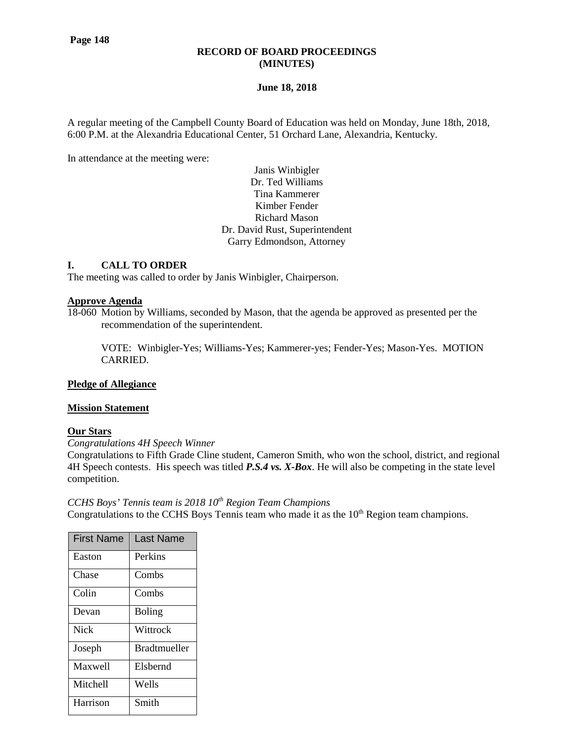# RECORD OF BOARD PROCEEDINGS (MINUTES)

**June 18, 2018**

A regular meeting of the Campbell County Board of Education was held on Monday, June 18th, 2018, 6:00 P.M. at the Alexandria Educational Center, 51 Orchard Lane, Alexandria, Kentucky.

In attendance at the meeting were:

Janis Winbigler
Dr. Ted Williams
Tina Kammerer
Kimber Fender
Richard Mason
Dr. David Rust, Superintendent
Garry Edmondson, Attorney

## I. CALL TO ORDER

The meeting was called to order by Janis Winbigler, Chairperson.

**Approve Agenda**

18-060 Motion by Williams, seconded by Mason, that the agenda be approved as presented per the recommendation of the superintendent.

VOTE: Winbigler-Yes; Williams-Yes; Kammerer-yes; Fender-Yes; Mason-Yes. MOTION CARRIED.

**Pledge of Allegiance**

**Mission Statement**

**Our Stars**

*Congratulations 4H Speech Winner*

Congratulations to Fifth Grade Cline student, Cameron Smith, who won the school, district, and regional 4H Speech contests. His speech was titled ***P.S.4 vs. X-Box***. He will also be competing in the state level competition.

*CCHS Boys' Tennis team is 2018 10th Region Team Champions*

Congratulations to the CCHS Boys Tennis team who made it as the 10th Region team champions.

| First Name | Last Name |
|---|---|
| Easton | Perkins |
| Chase | Combs |
| Colin | Combs |
| Devan | Boling |
| Nick | Wittrock |
| Joseph | Bradtmueller |
| Maxwell | Elsbernd |
| Mitchell | Wells |
| Harrison | Smith |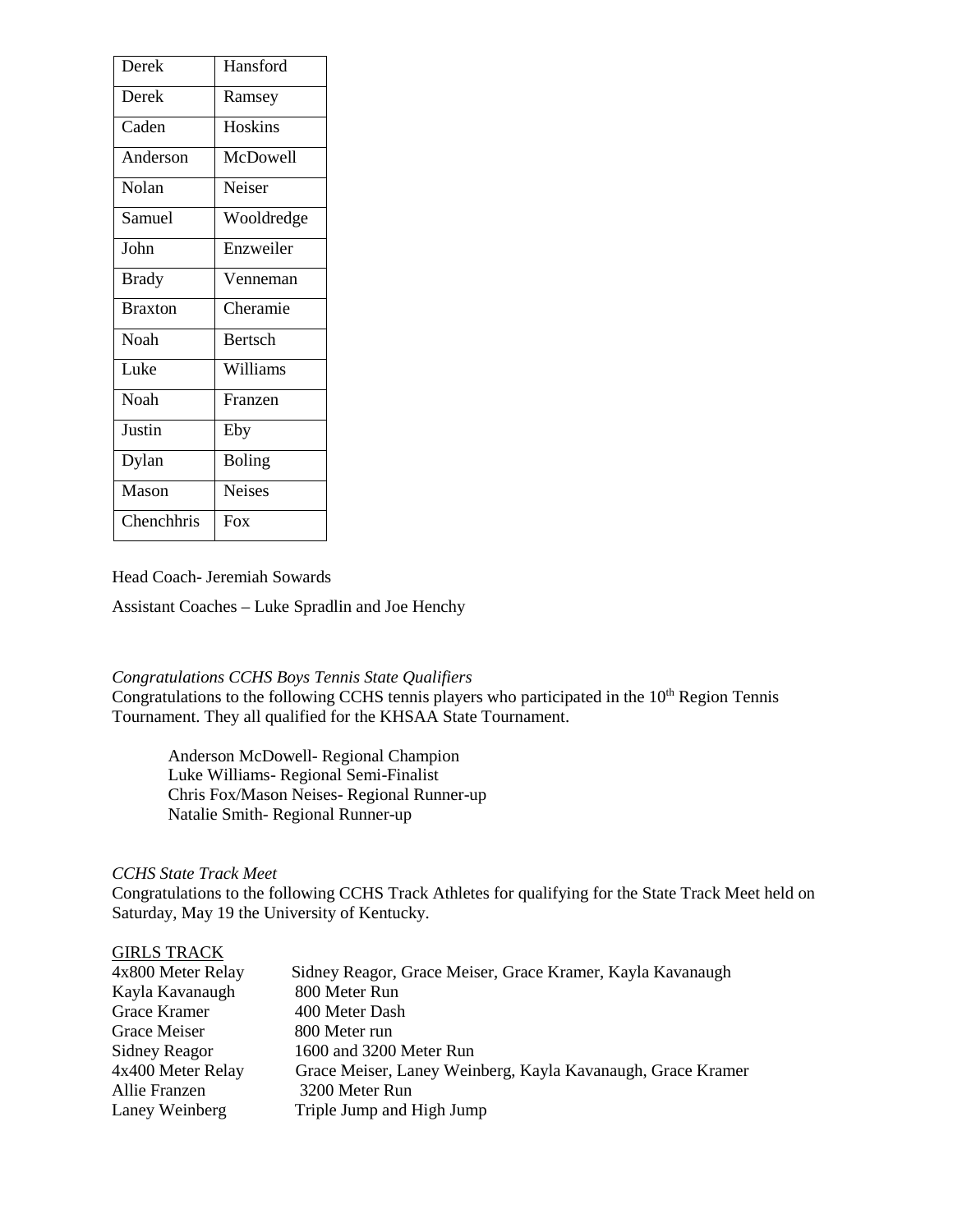| | |
|---|---|
| Derek | Hansford |
| Derek | Ramsey |
| Caden | Hoskins |
| Anderson | McDowell |
| Nolan | Neiser |
| Samuel | Wooldredge |
| John | Enzweiler |
| Brady | Venneman |
| Braxton | Cheramie |
| Noah | Bertsch |
| Luke | Williams |
| Noah | Franzen |
| Justin | Eby |
| Dylan | Boling |
| Mason | Neises |
| Chenchhris | Fox |

Head Coach- Jeremiah Sowards

Assistant Coaches – Luke Spradlin and Joe Henchy

*Congratulations CCHS Boys Tennis State Qualifiers*

Congratulations to the following CCHS tennis players who participated in the 10th Region Tennis Tournament. They all qualified for the KHSAA State Tournament.

Anderson McDowell- Regional Champion
Luke Williams- Regional Semi-Finalist
Chris Fox/Mason Neises- Regional Runner-up
Natalie Smith- Regional Runner-up

*CCHS State Track Meet*

Congratulations to the following CCHS Track Athletes for qualifying for the State Track Meet held on Saturday, May 19 the University of Kentucky.

<u>GIRLS TRACK</u>

| | |
|---|---|
| 4x800 Meter Relay | Sidney Reagor, Grace Meiser, Grace Kramer, Kayla Kavanaugh |
| Kayla Kavanaugh | 800 Meter Run |
| Grace Kramer | 400 Meter Dash |
| Grace Meiser | 800 Meter run |
| Sidney Reagor | 1600 and 3200 Meter Run |
| 4x400 Meter Relay | Grace Meiser, Laney Weinberg, Kayla Kavanaugh, Grace Kramer |
| Allie Franzen | 3200 Meter Run |
| Laney Weinberg | Triple Jump and High Jump |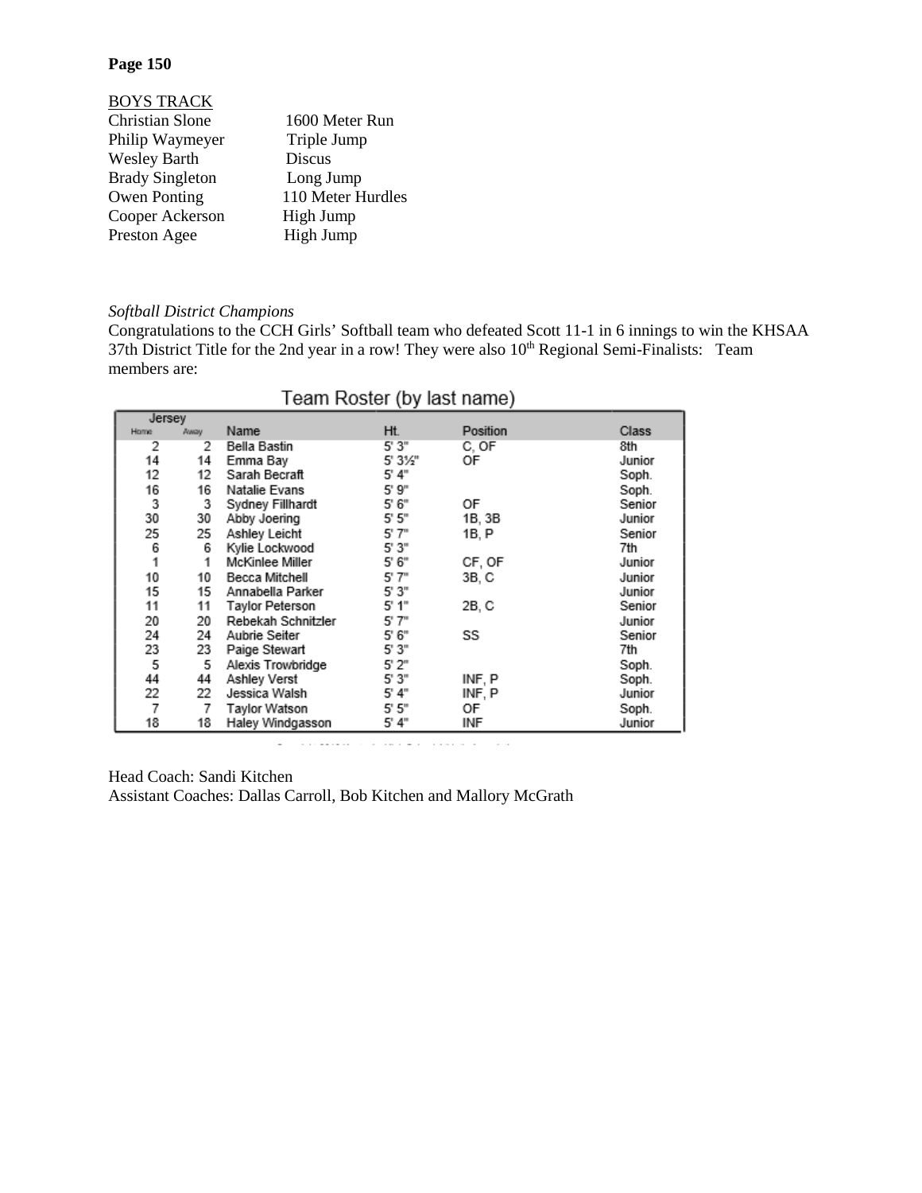## BOYS TRACK

| | |
|---|---|
| Christian Slone | 1600 Meter Run |
| Philip Waymeyer | Triple Jump |
| Wesley Barth | Discus |
| Brady Singleton | Long Jump |
| Owen Ponting | 110 Meter Hurdles |
| Cooper Ackerson | High Jump |
| Preston Agee | High Jump |

*Softball District Champions*

Congratulations to the CCH Girls' Softball team who defeated Scott 11-1 in 6 innings to win the KHSAA 37th District Title for the 2nd year in a row! They were also 10th Regional Semi-Finalists: Team members are:

### Team Roster (by last name)

| Jersey | | Name | Ht. | Position | Class |
|---|---|---|---|---|---|
| Home | Away | | | | |
| 2 | 2 | Bella Bastin | 5' 3" | C, OF | 8th |
| 14 | 14 | Emma Bay | 5' 3½" | OF | Junior |
| 12 | 12 | Sarah Becraft | 5' 4" | | Soph. |
| 16 | 16 | Natalie Evans | 5' 9" | | Soph. |
| 3 | 3 | Sydney Fillhardt | 5' 6" | OF | Senior |
| 30 | 30 | Abby Joering | 5' 5" | 1B, 3B | Junior |
| 25 | 25 | Ashley Leicht | 5' 7" | 1B, P | Senior |
| 6 | 6 | Kylie Lockwood | 5' 3" | | 7th |
| 1 | 1 | McKinlee Miller | 5' 6" | CF, OF | Junior |
| 10 | 10 | Becca Mitchell | 5' 7" | 3B, C | Junior |
| 15 | 15 | Annabella Parker | 5' 3" | | Junior |
| 11 | 11 | Taylor Peterson | 5' 1" | 2B, C | Senior |
| 20 | 20 | Rebekah Schnitzler | 5' 7" | | Junior |
| 24 | 24 | Aubrie Seiter | 5' 6" | SS | Senior |
| 23 | 23 | Paige Stewart | 5' 3" | | 7th |
| 5 | 5 | Alexis Trowbridge | 5' 2" | | Soph. |
| 44 | 44 | Ashley Verst | 5' 3" | INF, P | Soph. |
| 22 | 22 | Jessica Walsh | 5' 4" | INF, P | Junior |
| 7 | 7 | Taylor Watson | 5' 5" | OF | Soph. |
| 18 | 18 | Haley Windgasson | 5' 4" | INF | Junior |

Head Coach: Sandi Kitchen
Assistant Coaches: Dallas Carroll, Bob Kitchen and Mallory McGrath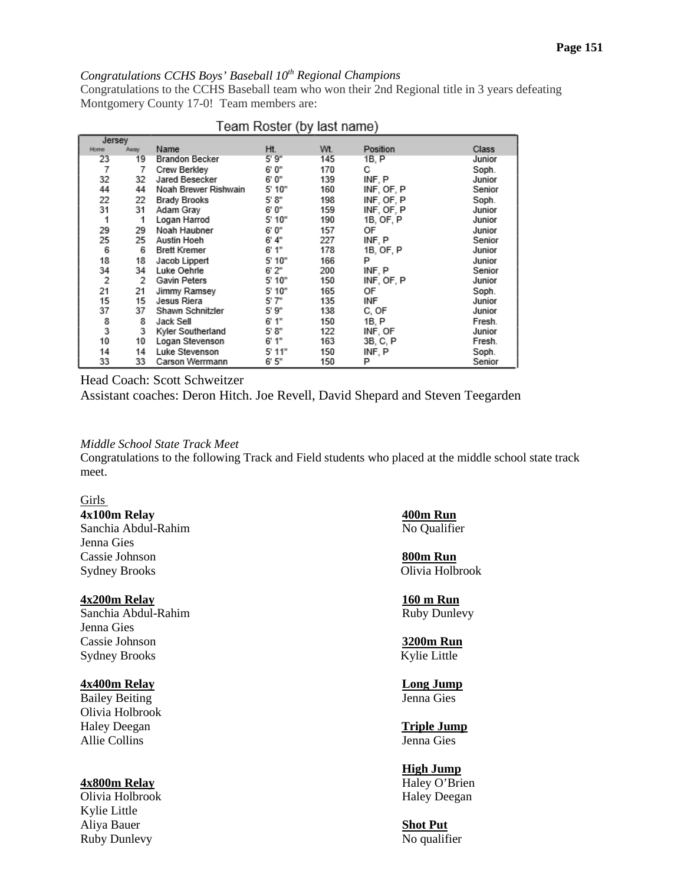*Congratulations CCHS Boys' Baseball 10th Regional Champions*

Congratulations to the CCHS Baseball team who won their 2nd Regional title in 3 years defeating Montgomery County 17-0! Team members are:

Team Roster (by last name)

| Jersey Home | Jersey Away | Name | Ht. | Wt. | Position | Class |
|---|---|---|---|---|---|---|
| 23 | 19 | Brandon Becker | 5' 9" | 145 | 1B, P | Junior |
| 7 | 7 | Crew Berkley | 6' 0" | 170 | C | Soph. |
| 32 | 32 | Jared Besecker | 6' 0" | 139 | INF, P | Junior |
| 44 | 44 | Noah Brewer Rishwain | 5' 10" | 160 | INF, OF, P | Senior |
| 22 | 22 | Brady Brooks | 5' 8" | 198 | INF, OF, P | Soph. |
| 31 | 31 | Adam Gray | 6' 0" | 159 | INF, OF, P | Junior |
| 1 | 1 | Logan Harrod | 5' 10" | 190 | 1B, OF, P | Junior |
| 29 | 29 | Noah Haubner | 6' 0" | 157 | OF | Junior |
| 25 | 25 | Austin Hoeh | 6' 4" | 227 | INF, P | Senior |
| 6 | 6 | Brett Kremer | 6' 1" | 178 | 1B, OF, P | Junior |
| 18 | 18 | Jacob Lippert | 5' 10" | 166 | P | Junior |
| 34 | 34 | Luke Oehrle | 6' 2" | 200 | INF, P | Senior |
| 2 | 2 | Gavin Peters | 5' 10" | 150 | INF, OF, P | Junior |
| 21 | 21 | Jimmy Ramsey | 5' 10" | 165 | OF | Soph. |
| 15 | 15 | Jesus Riera | 5' 7" | 135 | INF | Junior |
| 37 | 37 | Shawn Schnitzler | 5' 9" | 138 | C, OF | Junior |
| 8 | 8 | Jack Sell | 6' 1" | 150 | 1B, P | Fresh. |
| 3 | 3 | Kyler Southerland | 5' 8" | 122 | INF, OF | Junior |
| 10 | 10 | Logan Stevenson | 6' 1" | 163 | 3B, C, P | Fresh. |
| 14 | 14 | Luke Stevenson | 5' 11" | 150 | INF, P | Soph. |
| 33 | 33 | Carson Werrmann | 6' 5" | 150 | P | Senior |

Head Coach: Scott Schweitzer

Assistant coaches: Deron Hitch. Joe Revell, David Shepard and Steven Teegarden

*Middle School State Track Meet*

Congratulations to the following Track and Field students who placed at the middle school state track meet.

Girls

**4x100m Relay**
Sanchia Abdul-Rahim
Jenna Gies
Cassie Johnson
Sydney Brooks

**4x200m Relay**
Sanchia Abdul-Rahim
Jenna Gies
Cassie Johnson
Sydney Brooks

**4x400m Relay**
Bailey Beiting
Olivia Holbrook
Haley Deegan
Allie Collins

**4x800m Relay**
Olivia Holbrook
Kylie Little
Aliya Bauer
Ruby Dunlevy

**400m Run**
No Qualifier

**800m Run**
Olivia Holbrook

**160 m Run**
Ruby Dunlevy

**3200m Run**
Kylie Little

**Long Jump**
Jenna Gies

**Triple Jump**
Jenna Gies

**High Jump**
Haley O'Brien
Haley Deegan

**Shot Put**
No qualifier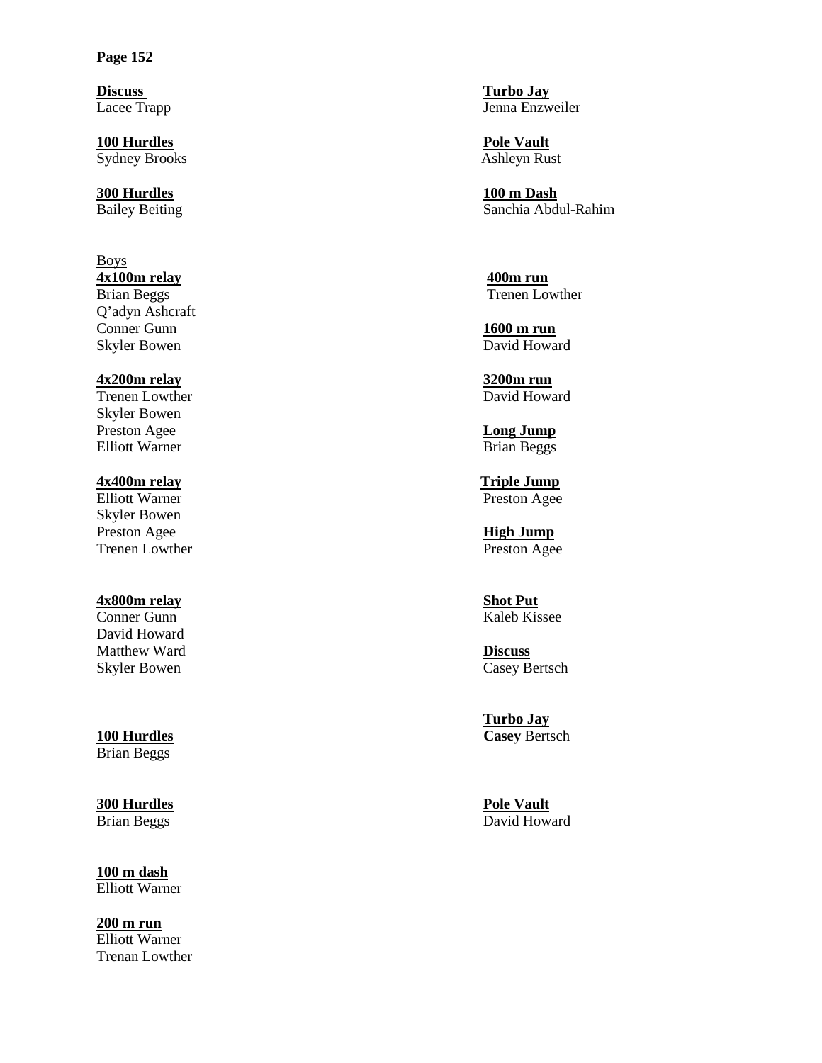**Discuss**
Lacee Trapp

**100 Hurdles**
Sydney Brooks

**300 Hurdles**
Bailey Beiting

**Turbo Jay**
Jenna Enzweiler

**Pole Vault**
Ashleyn Rust

**100 m Dash**
Sanchia Abdul-Rahim

Boys

**4x100m relay**
Brian Beggs
Q'adyn Ashcraft
Conner Gunn
Skyler Bowen

**4x200m relay**
Trenen Lowther
Skyler Bowen
Preston Agee
Elliott Warner

**4x400m relay**
Elliott Warner
Skyler Bowen
Preston Agee
Trenen Lowther

**4x800m relay**
Conner Gunn
David Howard
Matthew Ward
Skyler Bowen

**100 Hurdles**
Brian Beggs

**300 Hurdles**
Brian Beggs

**100 m dash**
Elliott Warner

**200 m run**
Elliott Warner
Trenan Lowther

**400m run**
Trenen Lowther

**1600 m run**
David Howard

**3200m run**
David Howard

**Long Jump**
Brian Beggs

**Triple Jump**
Preston Agee

**High Jump**
Preston Agee

**Shot Put**
Kaleb Kissee

**Discuss**
Casey Bertsch

**Turbo Jay**
**Casey** Bertsch

**Pole Vault**
David Howard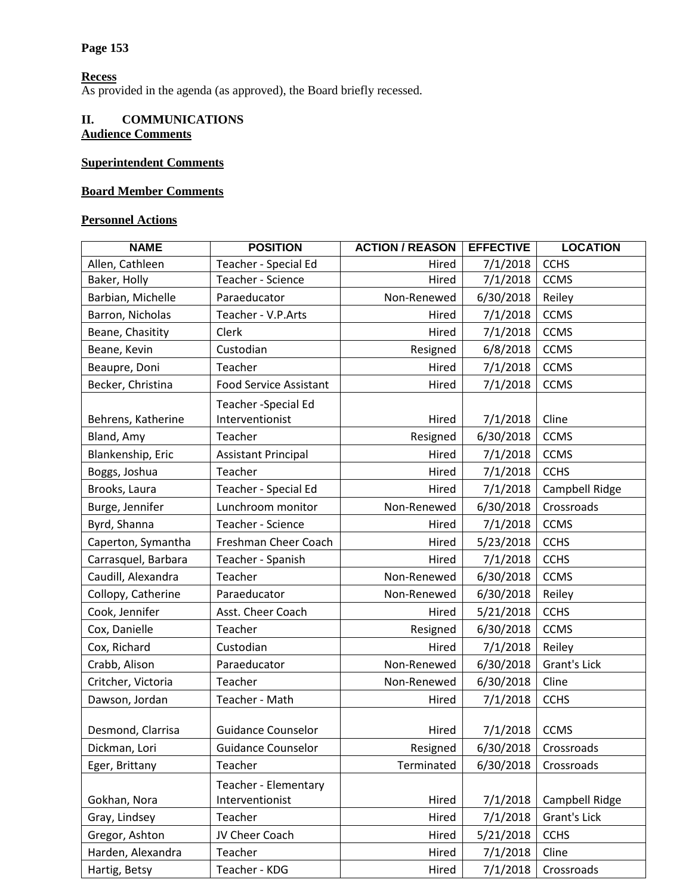**Page 153**

**Recess**
As provided in the agenda (as approved), the Board briefly recessed.

## II. COMMUNICATIONS

**Audience Comments**

**Superintendent Comments**

**Board Member Comments**

**Personnel Actions**

| NAME | POSITION | ACTION / REASON | EFFECTIVE | LOCATION |
|---|---|---|---|---|
| Allen, Cathleen | Teacher - Special Ed | Hired | 7/1/2018 | CCHS |
| Baker, Holly | Teacher - Science | Hired | 7/1/2018 | CCMS |
| Barbian, Michelle | Paraeducator | Non-Renewed | 6/30/2018 | Reiley |
| Barron, Nicholas | Teacher - V.P.Arts | Hired | 7/1/2018 | CCMS |
| Beane, Chasitity | Clerk | Hired | 7/1/2018 | CCMS |
| Beane, Kevin | Custodian | Resigned | 6/8/2018 | CCMS |
| Beaupre, Doni | Teacher | Hired | 7/1/2018 | CCMS |
| Becker, Christina | Food Service Assistant | Hired | 7/1/2018 | CCMS |
| Behrens, Katherine | Teacher -Special Ed Interventionist | Hired | 7/1/2018 | Cline |
| Bland, Amy | Teacher | Resigned | 6/30/2018 | CCMS |
| Blankenship, Eric | Assistant Principal | Hired | 7/1/2018 | CCMS |
| Boggs, Joshua | Teacher | Hired | 7/1/2018 | CCHS |
| Brooks, Laura | Teacher - Special Ed | Hired | 7/1/2018 | Campbell Ridge |
| Burge, Jennifer | Lunchroom monitor | Non-Renewed | 6/30/2018 | Crossroads |
| Byrd, Shanna | Teacher - Science | Hired | 7/1/2018 | CCMS |
| Caperton, Symantha | Freshman Cheer Coach | Hired | 5/23/2018 | CCHS |
| Carrasquel, Barbara | Teacher - Spanish | Hired | 7/1/2018 | CCHS |
| Caudill, Alexandra | Teacher | Non-Renewed | 6/30/2018 | CCMS |
| Collopy, Catherine | Paraeducator | Non-Renewed | 6/30/2018 | Reiley |
| Cook, Jennifer | Asst. Cheer Coach | Hired | 5/21/2018 | CCHS |
| Cox, Danielle | Teacher | Resigned | 6/30/2018 | CCMS |
| Cox, Richard | Custodian | Hired | 7/1/2018 | Reiley |
| Crabb, Alison | Paraeducator | Non-Renewed | 6/30/2018 | Grant's Lick |
| Critcher, Victoria | Teacher | Non-Renewed | 6/30/2018 | Cline |
| Dawson, Jordan | Teacher - Math | Hired | 7/1/2018 | CCHS |
| Desmond, Clarrisa | Guidance Counselor | Hired | 7/1/2018 | CCMS |
| Dickman, Lori | Guidance Counselor | Resigned | 6/30/2018 | Crossroads |
| Eger, Brittany | Teacher | Terminated | 6/30/2018 | Crossroads |
| Gokhan, Nora | Teacher - Elementary Interventionist | Hired | 7/1/2018 | Campbell Ridge |
| Gray, Lindsey | Teacher | Hired | 7/1/2018 | Grant's Lick |
| Gregor, Ashton | JV Cheer Coach | Hired | 5/21/2018 | CCHS |
| Harden, Alexandra | Teacher | Hired | 7/1/2018 | Cline |
| Hartig, Betsy | Teacher - KDG | Hired | 7/1/2018 | Crossroads |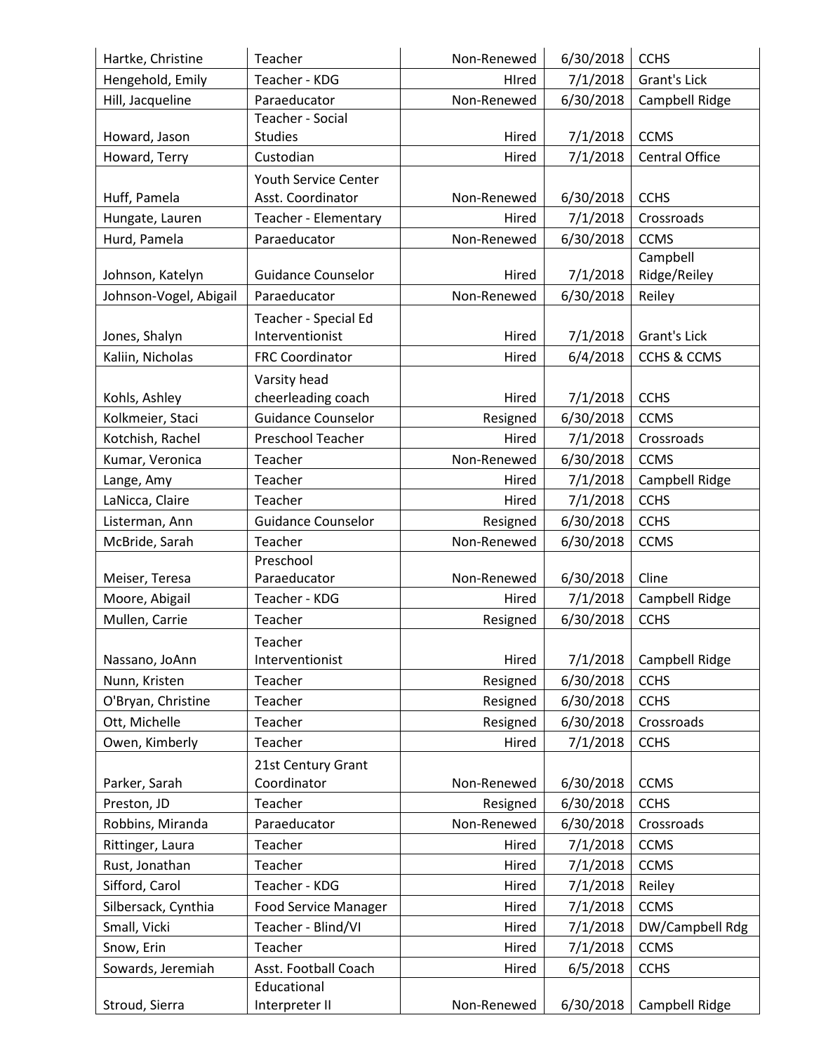| | | | | |
|---|---|---|---|---|
| Hartke, Christine | Teacher | Non-Renewed | 6/30/2018 | CCHS |
| Hengehold, Emily | Teacher - KDG | HIred | 7/1/2018 | Grant's Lick |
| Hill, Jacqueline | Paraeducator | Non-Renewed | 6/30/2018 | Campbell Ridge |
| Howard, Jason | Teacher - Social Studies | Hired | 7/1/2018 | CCMS |
| Howard, Terry | Custodian | Hired | 7/1/2018 | Central Office |
| Huff, Pamela | Youth Service Center Asst. Coordinator | Non-Renewed | 6/30/2018 | CCHS |
| Hungate, Lauren | Teacher - Elementary | Hired | 7/1/2018 | Crossroads |
| Hurd, Pamela | Paraeducator | Non-Renewed | 6/30/2018 | CCMS |
| Johnson, Katelyn | Guidance Counselor | Hired | 7/1/2018 | Campbell Ridge/Reiley |
| Johnson-Vogel, Abigail | Paraeducator | Non-Renewed | 6/30/2018 | Reiley |
| Jones, Shalyn | Teacher - Special Ed Interventionist | Hired | 7/1/2018 | Grant's Lick |
| Kaliin, Nicholas | FRC Coordinator | Hired | 6/4/2018 | CCHS & CCMS |
| Kohls, Ashley | Varsity head cheerleading coach | Hired | 7/1/2018 | CCHS |
| Kolkmeier, Staci | Guidance Counselor | Resigned | 6/30/2018 | CCMS |
| Kotchish, Rachel | Preschool Teacher | Hired | 7/1/2018 | Crossroads |
| Kumar, Veronica | Teacher | Non-Renewed | 6/30/2018 | CCMS |
| Lange, Amy | Teacher | Hired | 7/1/2018 | Campbell Ridge |
| LaNicca, Claire | Teacher | Hired | 7/1/2018 | CCHS |
| Listerman, Ann | Guidance Counselor | Resigned | 6/30/2018 | CCHS |
| McBride, Sarah | Teacher | Non-Renewed | 6/30/2018 | CCMS |
| Meiser, Teresa | Preschool Paraeducator | Non-Renewed | 6/30/2018 | Cline |
| Moore, Abigail | Teacher - KDG | Hired | 7/1/2018 | Campbell Ridge |
| Mullen, Carrie | Teacher | Resigned | 6/30/2018 | CCHS |
| Nassano, JoAnn | Teacher Interventionist | Hired | 7/1/2018 | Campbell Ridge |
| Nunn, Kristen | Teacher | Resigned | 6/30/2018 | CCHS |
| O'Bryan, Christine | Teacher | Resigned | 6/30/2018 | CCHS |
| Ott, Michelle | Teacher | Resigned | 6/30/2018 | Crossroads |
| Owen, Kimberly | Teacher | Hired | 7/1/2018 | CCHS |
| Parker, Sarah | 21st Century Grant Coordinator | Non-Renewed | 6/30/2018 | CCMS |
| Preston, JD | Teacher | Resigned | 6/30/2018 | CCHS |
| Robbins, Miranda | Paraeducator | Non-Renewed | 6/30/2018 | Crossroads |
| Rittinger, Laura | Teacher | Hired | 7/1/2018 | CCMS |
| Rust, Jonathan | Teacher | Hired | 7/1/2018 | CCMS |
| Sifford, Carol | Teacher - KDG | Hired | 7/1/2018 | Reiley |
| Silbersack, Cynthia | Food Service Manager | Hired | 7/1/2018 | CCMS |
| Small, Vicki | Teacher - Blind/VI | Hired | 7/1/2018 | DW/Campbell Rdg |
| Snow, Erin | Teacher | Hired | 7/1/2018 | CCMS |
| Sowards, Jeremiah | Asst. Football Coach | Hired | 6/5/2018 | CCHS |
| Stroud, Sierra | Educational Interpreter II | Non-Renewed | 6/30/2018 | Campbell Ridge |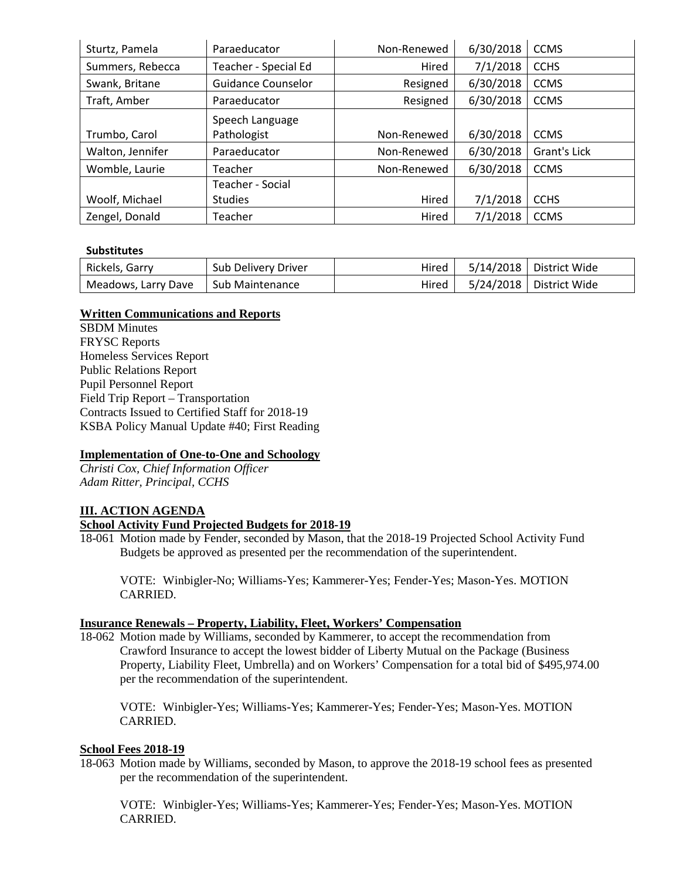| | | | | |
|---|---|---|---|---|
| Sturtz, Pamela | Paraeducator | Non-Renewed | 6/30/2018 | CCMS |
| Summers, Rebecca | Teacher - Special Ed | Hired | 7/1/2018 | CCHS |
| Swank, Britane | Guidance Counselor | Resigned | 6/30/2018 | CCMS |
| Traft, Amber | Paraeducator | Resigned | 6/30/2018 | CCMS |
| Trumbo, Carol | Speech Language Pathologist | Non-Renewed | 6/30/2018 | CCMS |
| Walton, Jennifer | Paraeducator | Non-Renewed | 6/30/2018 | Grant's Lick |
| Womble, Laurie | Teacher | Non-Renewed | 6/30/2018 | CCMS |
| Woolf, Michael | Teacher - Social Studies | Hired | 7/1/2018 | CCHS |
| Zengel, Donald | Teacher | Hired | 7/1/2018 | CCMS |

**Substitutes**

| | | | | |
|---|---|---|---|---|
| Rickels, Garry | Sub Delivery Driver | Hired | 5/14/2018 | District Wide |
| Meadows, Larry Dave | Sub Maintenance | Hired | 5/24/2018 | District Wide |

**Written Communications and Reports**

SBDM Minutes
FRYSC Reports
Homeless Services Report
Public Relations Report
Pupil Personnel Report
Field Trip Report – Transportation
Contracts Issued to Certified Staff for 2018-19
KSBA Policy Manual Update #40; First Reading

**Implementation of One-to-One and Schoology**

*Christi Cox, Chief Information Officer*
*Adam Ritter, Principal, CCHS*

## III. ACTION AGENDA

**School Activity Fund Projected Budgets for 2018-19**

18-061 Motion made by Fender, seconded by Mason, that the 2018-19 Projected School Activity Fund Budgets be approved as presented per the recommendation of the superintendent.

VOTE: Winbigler-No; Williams-Yes; Kammerer-Yes; Fender-Yes; Mason-Yes. MOTION CARRIED.

**Insurance Renewals – Property, Liability, Fleet, Workers' Compensation**

18-062 Motion made by Williams, seconded by Kammerer, to accept the recommendation from Crawford Insurance to accept the lowest bidder of Liberty Mutual on the Package (Business Property, Liability Fleet, Umbrella) and on Workers' Compensation for a total bid of $495,974.00 per the recommendation of the superintendent.

VOTE: Winbigler-Yes; Williams-Yes; Kammerer-Yes; Fender-Yes; Mason-Yes. MOTION CARRIED.

**School Fees 2018-19**

18-063 Motion made by Williams, seconded by Mason, to approve the 2018-19 school fees as presented per the recommendation of the superintendent.

VOTE: Winbigler-Yes; Williams-Yes; Kammerer-Yes; Fender-Yes; Mason-Yes. MOTION CARRIED.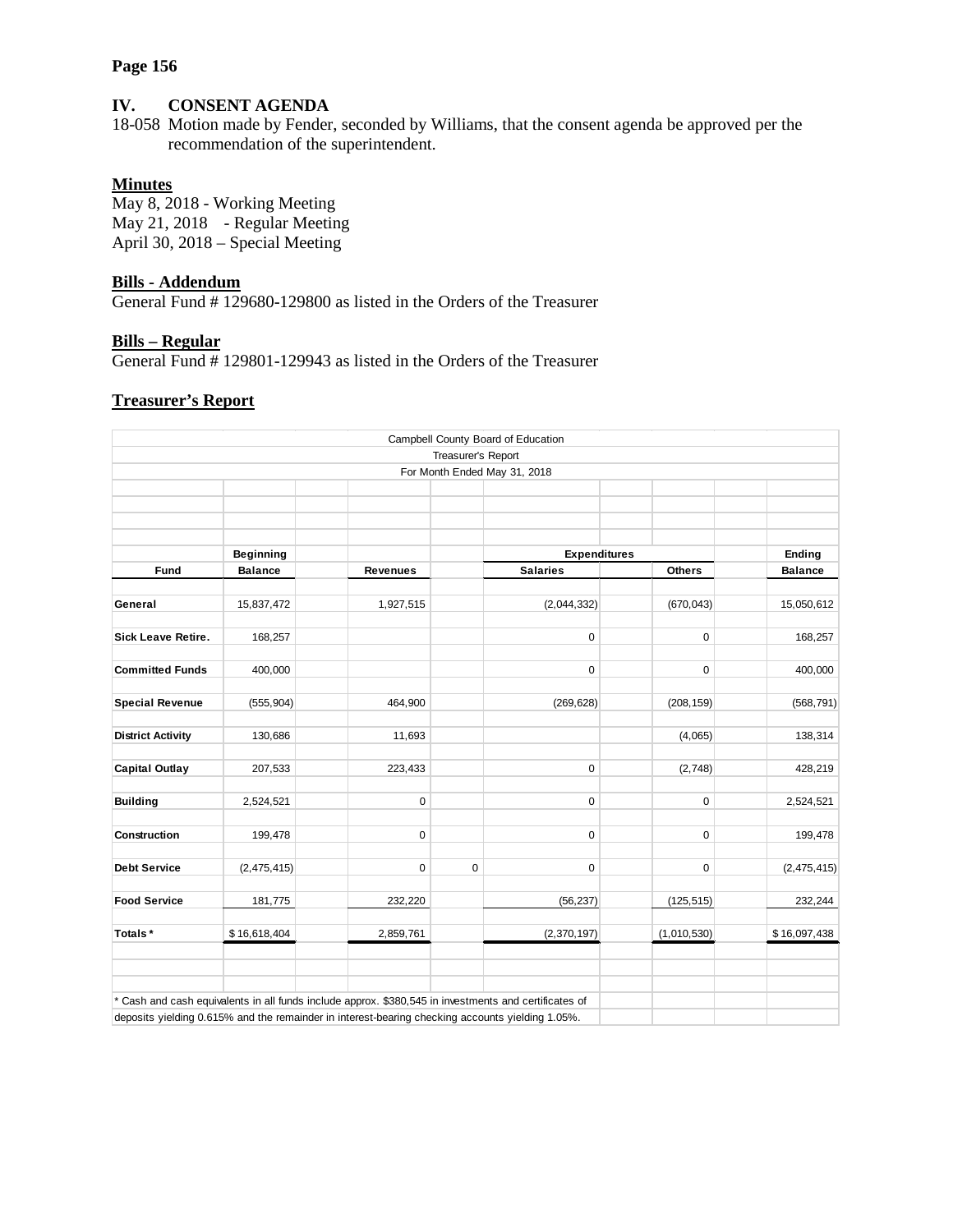## IV. CONSENT AGENDA

18-058 Motion made by Fender, seconded by Williams, that the consent agenda be approved per the recommendation of the superintendent.

### Minutes

May 8, 2018 - Working Meeting
May 21, 2018 - Regular Meeting
April 30, 2018 – Special Meeting

### Bills - Addendum

General Fund # 129680-129800 as listed in the Orders of the Treasurer

### Bills – Regular

General Fund # 129801-129943 as listed in the Orders of the Treasurer

### Treasurer's Report

Campbell County Board of Education
Treasurer's Report
For Month Ended May 31, 2018

| | Beginning | | | Expenditures | | Ending |
|---|---|---|---|---|---|---|
| **Fund** | **Balance** | **Revenues** | | **Salaries** | **Others** | **Balance** |
| **General** | 15,837,472 | 1,927,515 | | (2,044,332) | (670,043) | 15,050,612 |
| **Sick Leave Retire.** | 168,257 | | | 0 | 0 | 168,257 |
| **Committed Funds** | 400,000 | | | 0 | 0 | 400,000 |
| **Special Revenue** | (555,904) | 464,900 | | (269,628) | (208,159) | (568,791) |
| **District Activity** | 130,686 | 11,693 | | | (4,065) | 138,314 |
| **Capital Outlay** | 207,533 | 223,433 | | 0 | (2,748) | 428,219 |
| **Building** | 2,524,521 | 0 | | 0 | 0 | 2,524,521 |
| **Construction** | 199,478 | 0 | | 0 | 0 | 199,478 |
| **Debt Service** | (2,475,415) | 0 | 0 | 0 | 0 | (2,475,415) |
| **Food Service** | 181,775 | 232,220 | | (56,237) | (125,515) | 232,244 |
| **Totals*** | $ 16,618,404 | 2,859,761 | | (2,370,197) | (1,010,530) | $ 16,097,438 |

* Cash and cash equivalents in all funds include approx. $380,545 in investments and certificates of deposits yielding 0.615% and the remainder in interest-bearing checking accounts yielding 1.05%.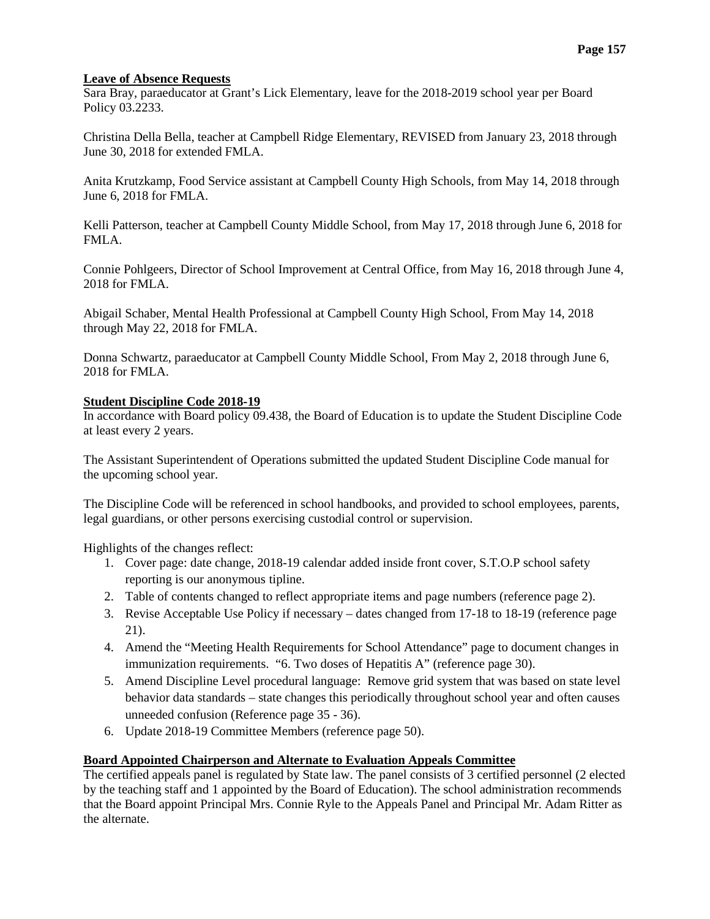**Leave of Absence Requests**

Sara Bray, paraeducator at Grant's Lick Elementary, leave for the 2018-2019 school year per Board Policy 03.2233.

Christina Della Bella, teacher at Campbell Ridge Elementary, REVISED from January 23, 2018 through June 30, 2018 for extended FMLA.

Anita Krutzkamp, Food Service assistant at Campbell County High Schools, from May 14, 2018 through June 6, 2018 for FMLA.

Kelli Patterson, teacher at Campbell County Middle School, from May 17, 2018 through June 6, 2018 for FMLA.

Connie Pohlgeers, Director of School Improvement at Central Office, from May 16, 2018 through June 4, 2018 for FMLA.

Abigail Schaber, Mental Health Professional at Campbell County High School, From May 14, 2018 through May 22, 2018 for FMLA.

Donna Schwartz, paraeducator at Campbell County Middle School, From May 2, 2018 through June 6, 2018 for FMLA.

**Student Discipline Code 2018-19**

In accordance with Board policy 09.438, the Board of Education is to update the Student Discipline Code at least every 2 years.

The Assistant Superintendent of Operations submitted the updated Student Discipline Code manual for the upcoming school year.

The Discipline Code will be referenced in school handbooks, and provided to school employees, parents, legal guardians, or other persons exercising custodial control or supervision.

Highlights of the changes reflect:

1. Cover page: date change, 2018-19 calendar added inside front cover, S.T.O.P school safety reporting is our anonymous tipline.
2. Table of contents changed to reflect appropriate items and page numbers (reference page 2).
3. Revise Acceptable Use Policy if necessary – dates changed from 17-18 to 18-19 (reference page 21).
4. Amend the "Meeting Health Requirements for School Attendance" page to document changes in immunization requirements. "6. Two doses of Hepatitis A" (reference page 30).
5. Amend Discipline Level procedural language: Remove grid system that was based on state level behavior data standards – state changes this periodically throughout school year and often causes unneeded confusion (Reference page 35 - 36).
6. Update 2018-19 Committee Members (reference page 50).

**Board Appointed Chairperson and Alternate to Evaluation Appeals Committee**

The certified appeals panel is regulated by State law. The panel consists of 3 certified personnel (2 elected by the teaching staff and 1 appointed by the Board of Education). The school administration recommends that the Board appoint Principal Mrs. Connie Ryle to the Appeals Panel and Principal Mr. Adam Ritter as the alternate.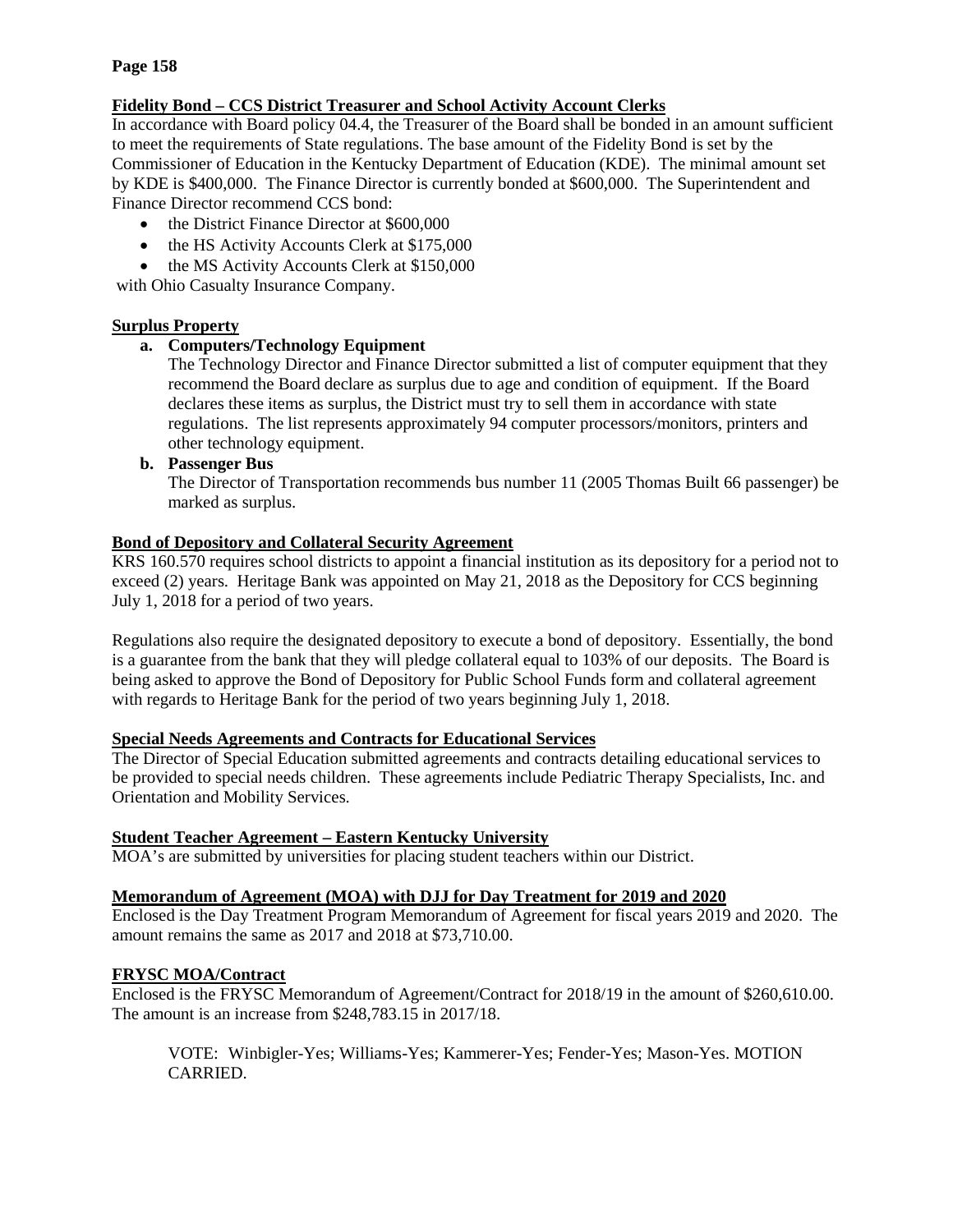**Fidelity Bond – CCS District Treasurer and School Activity Account Clerks**

In accordance with Board policy 04.4, the Treasurer of the Board shall be bonded in an amount sufficient to meet the requirements of State regulations. The base amount of the Fidelity Bond is set by the Commissioner of Education in the Kentucky Department of Education (KDE). The minimal amount set by KDE is $400,000. The Finance Director is currently bonded at $600,000. The Superintendent and Finance Director recommend CCS bond:

- the District Finance Director at $600,000
- the HS Activity Accounts Clerk at $175,000
- the MS Activity Accounts Clerk at $150,000

with Ohio Casualty Insurance Company.

**Surplus Property**

**a. Computers/Technology Equipment**

The Technology Director and Finance Director submitted a list of computer equipment that they recommend the Board declare as surplus due to age and condition of equipment. If the Board declares these items as surplus, the District must try to sell them in accordance with state regulations. The list represents approximately 94 computer processors/monitors, printers and other technology equipment.

**b. Passenger Bus**

The Director of Transportation recommends bus number 11 (2005 Thomas Built 66 passenger) be marked as surplus.

**Bond of Depository and Collateral Security Agreement**

KRS 160.570 requires school districts to appoint a financial institution as its depository for a period not to exceed (2) years. Heritage Bank was appointed on May 21, 2018 as the Depository for CCS beginning July 1, 2018 for a period of two years.

Regulations also require the designated depository to execute a bond of depository. Essentially, the bond is a guarantee from the bank that they will pledge collateral equal to 103% of our deposits. The Board is being asked to approve the Bond of Depository for Public School Funds form and collateral agreement with regards to Heritage Bank for the period of two years beginning July 1, 2018.

**Special Needs Agreements and Contracts for Educational Services**

The Director of Special Education submitted agreements and contracts detailing educational services to be provided to special needs children. These agreements include Pediatric Therapy Specialists, Inc. and Orientation and Mobility Services.

**Student Teacher Agreement – Eastern Kentucky University**

MOA's are submitted by universities for placing student teachers within our District.

**Memorandum of Agreement (MOA) with DJJ for Day Treatment for 2019 and 2020**

Enclosed is the Day Treatment Program Memorandum of Agreement for fiscal years 2019 and 2020. The amount remains the same as 2017 and 2018 at $73,710.00.

**FRYSC MOA/Contract**

Enclosed is the FRYSC Memorandum of Agreement/Contract for 2018/19 in the amount of $260,610.00. The amount is an increase from $248,783.15 in 2017/18.

VOTE: Winbigler-Yes; Williams-Yes; Kammerer-Yes; Fender-Yes; Mason-Yes. MOTION CARRIED.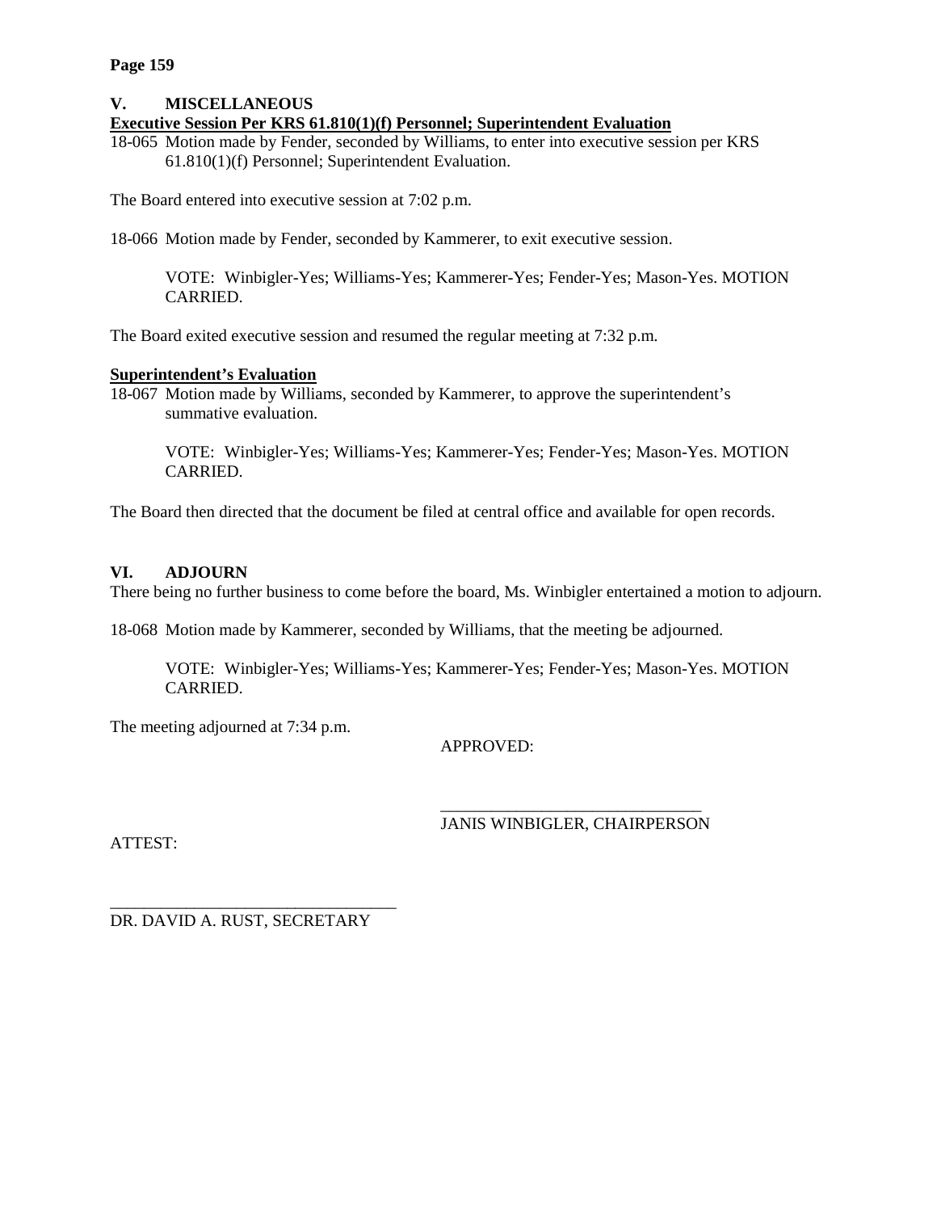## V. MISCELLANEOUS

**Executive Session Per KRS 61.810(1)(f) Personnel; Superintendent Evaluation**

18-065 Motion made by Fender, seconded by Williams, to enter into executive session per KRS 61.810(1)(f) Personnel; Superintendent Evaluation.

The Board entered into executive session at 7:02 p.m.

18-066 Motion made by Fender, seconded by Kammerer, to exit executive session.

VOTE: Winbigler-Yes; Williams-Yes; Kammerer-Yes; Fender-Yes; Mason-Yes. MOTION CARRIED.

The Board exited executive session and resumed the regular meeting at 7:32 p.m.

**Superintendent's Evaluation**

18-067 Motion made by Williams, seconded by Kammerer, to approve the superintendent's summative evaluation.

VOTE: Winbigler-Yes; Williams-Yes; Kammerer-Yes; Fender-Yes; Mason-Yes. MOTION CARRIED.

The Board then directed that the document be filed at central office and available for open records.

## VI. ADJOURN

There being no further business to come before the board, Ms. Winbigler entertained a motion to adjourn.

18-068 Motion made by Kammerer, seconded by Williams, that the meeting be adjourned.

VOTE: Winbigler-Yes; Williams-Yes; Kammerer-Yes; Fender-Yes; Mason-Yes. MOTION CARRIED.

The meeting adjourned at 7:34 p.m.

APPROVED:

______________________________
JANIS WINBIGLER, CHAIRPERSON

ATTEST:

______________________________
DR. DAVID A. RUST, SECRETARY